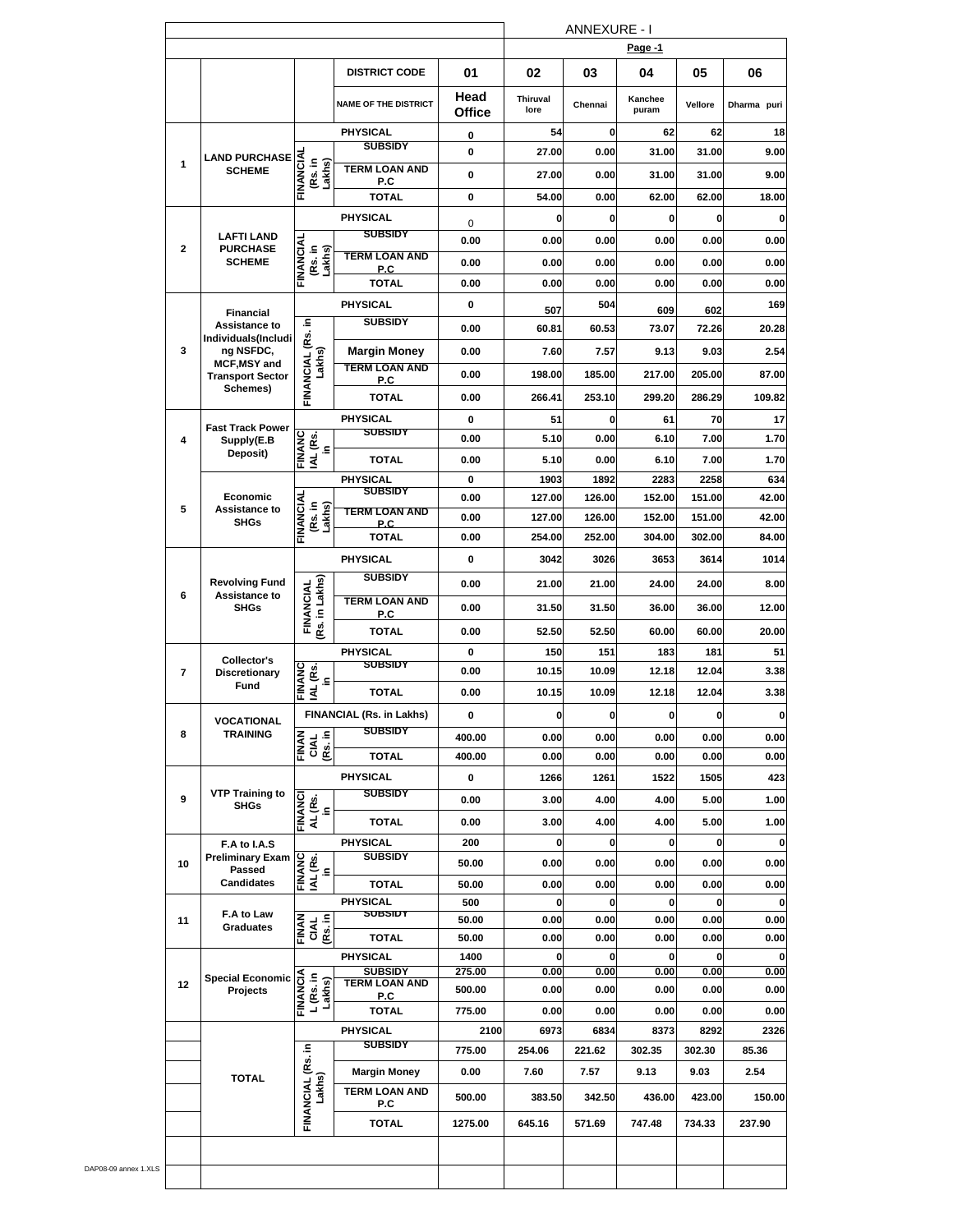ANNEXURE - I

Page -1

| | | | DISTRICT CODE | 01 | 02 | 03 | 04 | 05 | 06 |
|---|---|---|---|---|---|---|---|---|---|
| | | | NAME OF THE DISTRICT | Head Office | Thiruvallore | Chennai | Kancheepuram | Vellore | Dharma puri |
| 1 | LAND PURCHASE SCHEME | | PHYSICAL | 0 | 54 | 0 | 62 | 62 | 18 |
| | | FINANCIAL (Rs. in Lakhs) | SUBSIDY | 0 | 27.00 | 0.00 | 31.00 | 31.00 | 9.00 |
| | | | TERM LOAN AND P.C | 0 | 27.00 | 0.00 | 31.00 | 31.00 | 9.00 |
| | | | TOTAL | 0 | 54.00 | 0.00 | 62.00 | 62.00 | 18.00 |
| 2 | LAFTI LAND PURCHASE SCHEME | | PHYSICAL | 0 | 0 | 0 | 0 | 0 | 0 |
| | | FINANCIAL (Rs. in Lakhs) | SUBSIDY | 0.00 | 0.00 | 0.00 | 0.00 | 0.00 | 0.00 |
| | | | TERM LOAN AND P.C | 0.00 | 0.00 | 0.00 | 0.00 | 0.00 | 0.00 |
| | | | TOTAL | 0.00 | 0.00 | 0.00 | 0.00 | 0.00 | 0.00 |
| 3 | Financial Assistance to Individuals(Including NSFDC, MCF,MSY and Transport Sector Schemes) | | PHYSICAL | 0 | 507 | 504 | 609 | 602 | 169 |
| | | FINANCIAL (Rs. in Lakhs) | SUBSIDY | 0.00 | 60.81 | 60.53 | 73.07 | 72.26 | 20.28 |
| | | | Margin Money | 0.00 | 7.60 | 7.57 | 9.13 | 9.03 | 2.54 |
| | | | TERM LOAN AND P.C | 0.00 | 198.00 | 185.00 | 217.00 | 205.00 | 87.00 |
| | | | TOTAL | 0.00 | 266.41 | 253.10 | 299.20 | 286.29 | 109.82 |
| 4 | Fast Track Power Supply(E.B Deposit) | | PHYSICAL | 0 | 51 | 0 | 61 | 70 | 17 |
| | | FINANCIAL (Rs. in | SUBSIDY | 0.00 | 5.10 | 0.00 | 6.10 | 7.00 | 1.70 |
| | | | TOTAL | 0.00 | 5.10 | 0.00 | 6.10 | 7.00 | 1.70 |
| 5 | Economic Assistance to SHGs | | PHYSICAL | 0 | 1903 | 1892 | 2283 | 2258 | 634 |
| | | FINANCIAL (Rs. in Lakhs) | SUBSIDY | 0.00 | 127.00 | 126.00 | 152.00 | 151.00 | 42.00 |
| | | | TERM LOAN AND P.C | 0.00 | 127.00 | 126.00 | 152.00 | 151.00 | 42.00 |
| | | | TOTAL | 0.00 | 254.00 | 252.00 | 304.00 | 302.00 | 84.00 |
| 6 | Revolving Fund Assistance to SHGs | | PHYSICAL | 0 | 3042 | 3026 | 3653 | 3614 | 1014 |
| | | FINANCIAL (Rs. in Lakhs) | SUBSIDY | 0.00 | 21.00 | 21.00 | 24.00 | 24.00 | 8.00 |
| | | | TERM LOAN AND P.C | 0.00 | 31.50 | 31.50 | 36.00 | 36.00 | 12.00 |
| | | | TOTAL | 0.00 | 52.50 | 52.50 | 60.00 | 60.00 | 20.00 |
| 7 | Collector's Discretionary Fund | | PHYSICAL | 0 | 150 | 151 | 183 | 181 | 51 |
| | | FINANCIAL (Rs. in | SUBSIDY | 0.00 | 10.15 | 10.09 | 12.18 | 12.04 | 3.38 |
| | | | TOTAL | 0.00 | 10.15 | 10.09 | 12.18 | 12.04 | 3.38 |
| 8 | VOCATIONAL TRAINING | | FINANCIAL (Rs. in Lakhs) | 0 | 0 | 0 | 0 | 0 | 0 |
| | | FINANCIAL (Rs. in | SUBSIDY | 400.00 | 0.00 | 0.00 | 0.00 | 0.00 | 0.00 |
| | | | TOTAL | 400.00 | 0.00 | 0.00 | 0.00 | 0.00 | 0.00 |
| 9 | VTP Training to SHGs | | PHYSICAL | 0 | 1266 | 1261 | 1522 | 1505 | 423 |
| | | FINANCIAL (Rs. in | SUBSIDY | 0.00 | 3.00 | 4.00 | 4.00 | 5.00 | 1.00 |
| | | | TOTAL | 0.00 | 3.00 | 4.00 | 4.00 | 5.00 | 1.00 |
| 10 | F.A to I.A.S Preliminary Exam Passed Candidates | | PHYSICAL | 200 | 0 | 0 | 0 | 0 | 0 |
| | | FINANCIAL (Rs. in | SUBSIDY | 50.00 | 0.00 | 0.00 | 0.00 | 0.00 | 0.00 |
| | | | TOTAL | 50.00 | 0.00 | 0.00 | 0.00 | 0.00 | 0.00 |
| 11 | F.A to Law Graduates | | PHYSICAL | 500 | 0 | 0 | 0 | 0 | 0 |
| | | FINANCIAL (Rs. in | SUBSIDY | 50.00 | 0.00 | 0.00 | 0.00 | 0.00 | 0.00 |
| | | | TOTAL | 50.00 | 0.00 | 0.00 | 0.00 | 0.00 | 0.00 |
| 12 | Special Economic Projects | | PHYSICAL | 1400 | 0 | 0 | 0 | 0 | 0 |
| | | FINANCIAL (Rs. in Lakhs) | SUBSIDY | 275.00 | 0.00 | 0.00 | 0.00 | 0.00 | 0.00 |
| | | | TERM LOAN AND P.C | 500.00 | 0.00 | 0.00 | 0.00 | 0.00 | 0.00 |
| | | | TOTAL | 775.00 | 0.00 | 0.00 | 0.00 | 0.00 | 0.00 |
| | TOTAL | | PHYSICAL | 2100 | 6973 | 6834 | 8373 | 8292 | 2326 |
| | | FINANCIAL (Rs. in Lakhs) | SUBSIDY | 775.00 | 254.06 | 221.62 | 302.35 | 302.30 | 85.36 |
| | | | Margin Money | 0.00 | 7.60 | 7.57 | 9.13 | 9.03 | 2.54 |
| | | | TERM LOAN AND P.C | 500.00 | 383.50 | 342.50 | 436.00 | 423.00 | 150.00 |
| | | | TOTAL | 1275.00 | 645.16 | 571.69 | 747.48 | 734.33 | 237.90 |

DAP08-09 annex 1.XLS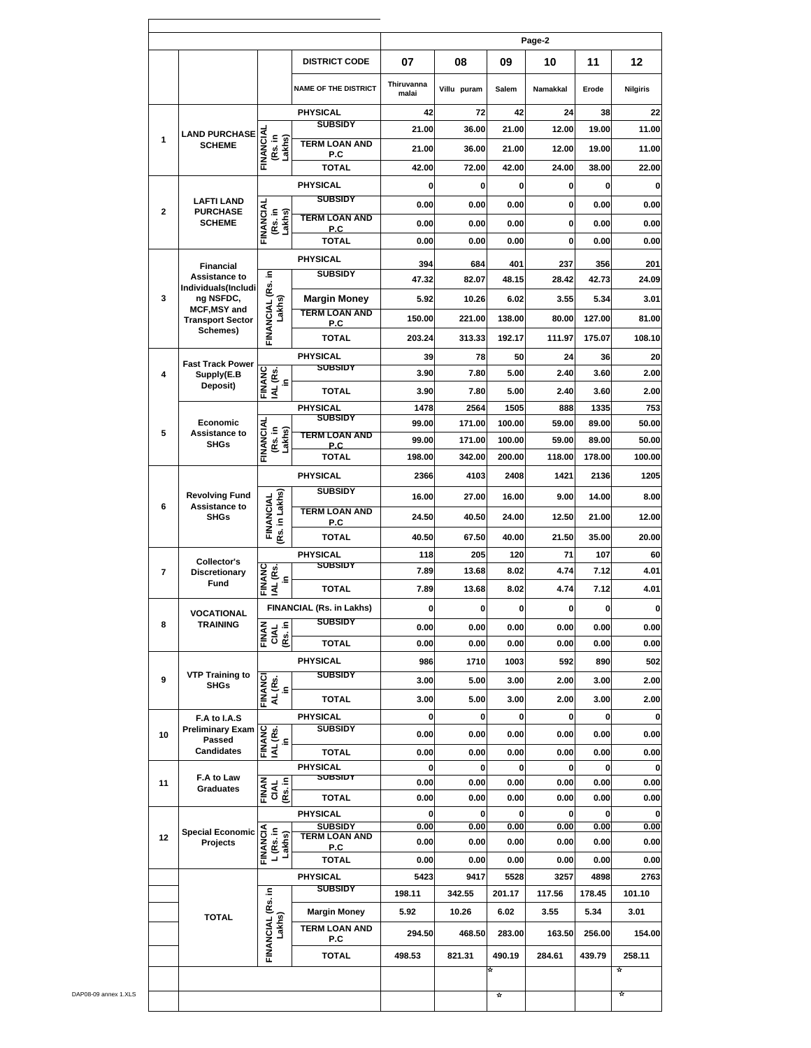Page-2

| | | | DISTRICT CODE | 07 | 08 | 09 | 10 | 11 | 12 |
|---|---|---|---|---|---|---|---|---|---|
| | | | NAME OF THE DISTRICT | Thiruvanna malai | Villu puram | Salem | Namakkal | Erode | Nilgiris |
| 1 | LAND PURCHASE SCHEME | PHYSICAL | | 42 | 72 | 42 | 24 | 38 | 22 |
| | | FINANCIAL (Rs. in Lakhs) | SUBSIDY | 21.00 | 36.00 | 21.00 | 12.00 | 19.00 | 11.00 |
| | | | TERM LOAN AND P.C | 21.00 | 36.00 | 21.00 | 12.00 | 19.00 | 11.00 |
| | | | TOTAL | 42.00 | 72.00 | 42.00 | 24.00 | 38.00 | 22.00 |
| 2 | LAFTI LAND PURCHASE SCHEME | PHYSICAL | | 0 | 0 | 0 | 0 | 0 | 0 |
| | | FINANCIAL (Rs. in Lakhs) | SUBSIDY | 0.00 | 0.00 | 0.00 | 0 | 0.00 | 0.00 |
| | | | TERM LOAN AND P.C | 0.00 | 0.00 | 0.00 | 0 | 0.00 | 0.00 |
| | | | TOTAL | 0.00 | 0.00 | 0.00 | 0 | 0.00 | 0.00 |
| 3 | Financial Assistance to Individuals(Including NSFDC, MCF,MSY and Transport Sector Schemes) | PHYSICAL | | 394 | 684 | 401 | 237 | 356 | 201 |
| | | FINANCIAL (Rs. in Lakhs) | SUBSIDY | 47.32 | 82.07 | 48.15 | 28.42 | 42.73 | 24.09 |
| | | | Margin Money | 5.92 | 10.26 | 6.02 | 3.55 | 5.34 | 3.01 |
| | | | TERM LOAN AND P.C | 150.00 | 221.00 | 138.00 | 80.00 | 127.00 | 81.00 |
| | | | TOTAL | 203.24 | 313.33 | 192.17 | 111.97 | 175.07 | 108.10 |
| 4 | Fast Track Power Supply(E.B Deposit) | PHYSICAL | | 39 | 78 | 50 | 24 | 36 | 20 |
| | | FINANCIAL (Rs. in | SUBSIDY | 3.90 | 7.80 | 5.00 | 2.40 | 3.60 | 2.00 |
| | | | TOTAL | 3.90 | 7.80 | 5.00 | 2.40 | 3.60 | 2.00 |
| 5 | Economic Assistance to SHGs | PHYSICAL | | 1478 | 2564 | 1505 | 888 | 1335 | 753 |
| | | FINANCIAL (Rs. in Lakhs) | SUBSIDY | 99.00 | 171.00 | 100.00 | 59.00 | 89.00 | 50.00 |
| | | | TERM LOAN AND P.C | 99.00 | 171.00 | 100.00 | 59.00 | 89.00 | 50.00 |
| | | | TOTAL | 198.00 | 342.00 | 200.00 | 118.00 | 178.00 | 100.00 |
| 6 | Revolving Fund Assistance to SHGs | PHYSICAL | | 2366 | 4103 | 2408 | 1421 | 2136 | 1205 |
| | | FINANCIAL (Rs. in Lakhs) | SUBSIDY | 16.00 | 27.00 | 16.00 | 9.00 | 14.00 | 8.00 |
| | | | TERM LOAN AND P.C | 24.50 | 40.50 | 24.00 | 12.50 | 21.00 | 12.00 |
| | | | TOTAL | 40.50 | 67.50 | 40.00 | 21.50 | 35.00 | 20.00 |
| 7 | Collector's Discretionary Fund | PHYSICAL | | 118 | 205 | 120 | 71 | 107 | 60 |
| | | FINANCIAL (Rs. in | SUBSIDY | 7.89 | 13.68 | 8.02 | 4.74 | 7.12 | 4.01 |
| | | | TOTAL | 7.89 | 13.68 | 8.02 | 4.74 | 7.12 | 4.01 |
| 8 | VOCATIONAL TRAINING | FINANCIAL (Rs. in Lakhs) | | 0 | 0 | 0 | 0 | 0 | 0 |
| | | FINANCIAL (Rs. in | SUBSIDY | 0.00 | 0.00 | 0.00 | 0.00 | 0.00 | 0.00 |
| | | | TOTAL | 0.00 | 0.00 | 0.00 | 0.00 | 0.00 | 0.00 |
| 9 | VTP Training to SHGs | PHYSICAL | | 986 | 1710 | 1003 | 592 | 890 | 502 |
| | | FINANCIAL (Rs. in | SUBSIDY | 3.00 | 5.00 | 3.00 | 2.00 | 3.00 | 2.00 |
| | | | TOTAL | 3.00 | 5.00 | 3.00 | 2.00 | 3.00 | 2.00 |
| 10 | F.A to I.A.S Preliminary Exam Passed Candidates | PHYSICAL | | 0 | 0 | 0 | 0 | 0 | 0 |
| | | FINANCIAL (Rs. in | SUBSIDY | 0.00 | 0.00 | 0.00 | 0.00 | 0.00 | 0.00 |
| | | | TOTAL | 0.00 | 0.00 | 0.00 | 0.00 | 0.00 | 0.00 |
| 11 | F.A to Law Graduates | PHYSICAL | | 0 | 0 | 0 | 0 | 0 | 0 |
| | | FINANCIAL (Rs. in | SUBSIDY | 0.00 | 0.00 | 0.00 | 0.00 | 0.00 | 0.00 |
| | | | TOTAL | 0.00 | 0.00 | 0.00 | 0.00 | 0.00 | 0.00 |
| 12 | Special Economic Projects | PHYSICAL | | 0 | 0 | 0 | 0 | 0 | 0 |
| | | FINANCIAL (Rs. in Lakhs) | SUBSIDY | 0.00 | 0.00 | 0.00 | 0.00 | 0.00 | 0.00 |
| | | | TERM LOAN AND P.C | 0.00 | 0.00 | 0.00 | 0.00 | 0.00 | 0.00 |
| | | | TOTAL | 0.00 | 0.00 | 0.00 | 0.00 | 0.00 | 0.00 |
| | TOTAL | PHYSICAL | | 5423 | 9417 | 5528 | 3257 | 4898 | 2763 |
| | | FINANCIAL (Rs. in Lakhs) | SUBSIDY | 198.11 | 342.55 | 201.17 | 117.56 | 178.45 | 101.10 |
| | | | Margin Money | 5.92 | 10.26 | 6.02 | 3.55 | 5.34 | 3.01 |
| | | | TERM LOAN AND P.C | 294.50 | 468.50 | 283.00 | 163.50 | 256.00 | 154.00 |
| | | | TOTAL | 498.53 | 821.31 | 490.19 | 284.61 | 439.79 | 258.11 |

DAP08-09 annex 1.XLS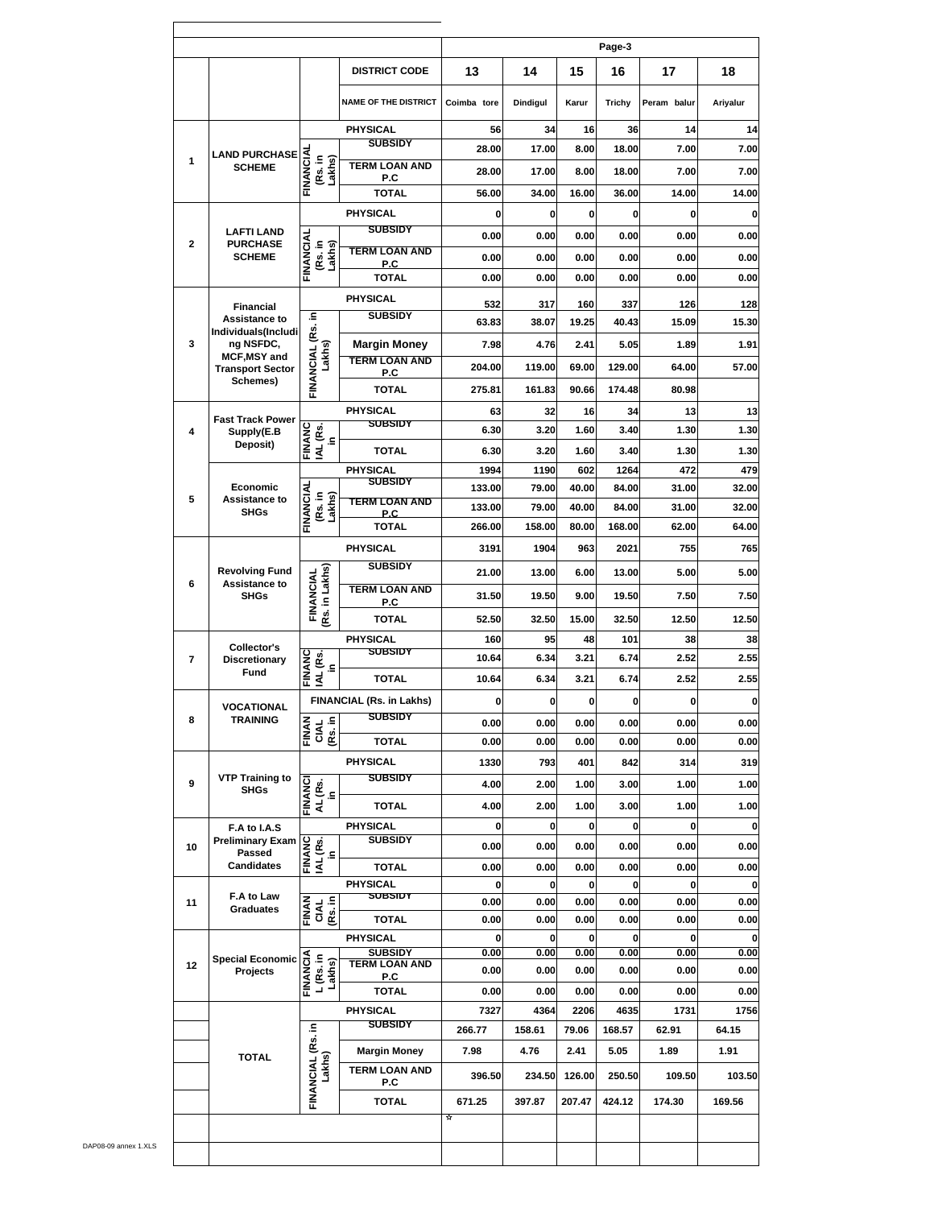| | | | | Page-3 | | | | | |
|---|---|---|---|---|---|---|---|---|---|
| | | | DISTRICT CODE | 13 | 14 | 15 | 16 | 17 | 18 |
| | | | NAME OF THE DISTRICT | Coimba tore | Dindigul | Karur | Trichy | Peram balur | Ariyalur |
| 1 | LAND PURCHASE SCHEME | | PHYSICAL | 56 | 34 | 16 | 36 | 14 | 14 |
| | | FINANCIAL (Rs. in Lakhs) | SUBSIDY | 28.00 | 17.00 | 8.00 | 18.00 | 7.00 | 7.00 |
| | | | TERM LOAN AND P.C | 28.00 | 17.00 | 8.00 | 18.00 | 7.00 | 7.00 |
| | | | TOTAL | 56.00 | 34.00 | 16.00 | 36.00 | 14.00 | 14.00 |
| 2 | LAFTI LAND PURCHASE SCHEME | | PHYSICAL | 0 | 0 | 0 | 0 | 0 | 0 |
| | | FINANCIAL (Rs. in Lakhs) | SUBSIDY | 0.00 | 0.00 | 0.00 | 0.00 | 0.00 | 0.00 |
| | | | TERM LOAN AND P.C | 0.00 | 0.00 | 0.00 | 0.00 | 0.00 | 0.00 |
| | | | TOTAL | 0.00 | 0.00 | 0.00 | 0.00 | 0.00 | 0.00 |
| 3 | Financial Assistance to Individuals(Including NSFDC, MCF,MSY and Transport Sector Schemes) | | PHYSICAL | 532 | 317 | 160 | 337 | 126 | 128 |
| | | FINANCIAL (Rs. in Lakhs) | SUBSIDY | 63.83 | 38.07 | 19.25 | 40.43 | 15.09 | 15.30 |
| | | | Margin Money | 7.98 | 4.76 | 2.41 | 5.05 | 1.89 | 1.91 |
| | | | TERM LOAN AND P.C | 204.00 | 119.00 | 69.00 | 129.00 | 64.00 | 57.00 |
| | | | TOTAL | 275.81 | 161.83 | 90.66 | 174.48 | 80.98 | |
| 4 | Fast Track Power Supply(E.B Deposit) | | PHYSICAL | 63 | 32 | 16 | 34 | 13 | 13 |
| | | FINANCIAL (Rs. in | SUBSIDY | 6.30 | 3.20 | 1.60 | 3.40 | 1.30 | 1.30 |
| | | | TOTAL | 6.30 | 3.20 | 1.60 | 3.40 | 1.30 | 1.30 |
| 5 | Economic Assistance to SHGs | | PHYSICAL | 1994 | 1190 | 602 | 1264 | 472 | 479 |
| | | FINANCIAL (Rs. in Lakhs) | SUBSIDY | 133.00 | 79.00 | 40.00 | 84.00 | 31.00 | 32.00 |
| | | | TERM LOAN AND P.C | 133.00 | 79.00 | 40.00 | 84.00 | 31.00 | 32.00 |
| | | | TOTAL | 266.00 | 158.00 | 80.00 | 168.00 | 62.00 | 64.00 |
| 6 | Revolving Fund Assistance to SHGs | | PHYSICAL | 3191 | 1904 | 963 | 2021 | 755 | 765 |
| | | FINANCIAL (Rs. in Lakhs) | SUBSIDY | 21.00 | 13.00 | 6.00 | 13.00 | 5.00 | 5.00 |
| | | | TERM LOAN AND P.C | 31.50 | 19.50 | 9.00 | 19.50 | 7.50 | 7.50 |
| | | | TOTAL | 52.50 | 32.50 | 15.00 | 32.50 | 12.50 | 12.50 |
| 7 | Collector's Discretionary Fund | | PHYSICAL | 160 | 95 | 48 | 101 | 38 | 38 |
| | | FINANCIAL (Rs. in | SUBSIDY | 10.64 | 6.34 | 3.21 | 6.74 | 2.52 | 2.55 |
| | | | TOTAL | 10.64 | 6.34 | 3.21 | 6.74 | 2.52 | 2.55 |
| 8 | VOCATIONAL TRAINING | | FINANCIAL (Rs. in Lakhs) | 0 | 0 | 0 | 0 | 0 | 0 |
| | | FINANCIAL (Rs. in | SUBSIDY | 0.00 | 0.00 | 0.00 | 0.00 | 0.00 | 0.00 |
| | | | TOTAL | 0.00 | 0.00 | 0.00 | 0.00 | 0.00 | 0.00 |
| 9 | VTP Training to SHGs | | PHYSICAL | 1330 | 793 | 401 | 842 | 314 | 319 |
| | | FINANCIAL (Rs. in | SUBSIDY | 4.00 | 2.00 | 1.00 | 3.00 | 1.00 | 1.00 |
| | | | TOTAL | 4.00 | 2.00 | 1.00 | 3.00 | 1.00 | 1.00 |
| 10 | F.A to I.A.S Preliminary Exam Passed Candidates | | PHYSICAL | 0 | 0 | 0 | 0 | 0 | 0 |
| | | FINANCIAL (Rs. in | SUBSIDY | 0.00 | 0.00 | 0.00 | 0.00 | 0.00 | 0.00 |
| | | | TOTAL | 0.00 | 0.00 | 0.00 | 0.00 | 0.00 | 0.00 |
| 11 | F.A to Law Graduates | | PHYSICAL | 0 | 0 | 0 | 0 | 0 | 0 |
| | | FINANCIAL (Rs. in | SUBSIDY | 0.00 | 0.00 | 0.00 | 0.00 | 0.00 | 0.00 |
| | | | TOTAL | 0.00 | 0.00 | 0.00 | 0.00 | 0.00 | 0.00 |
| 12 | Special Economic Projects | | PHYSICAL | 0 | 0 | 0 | 0 | 0 | 0 |
| | | FINANCIAL (Rs. in Lakhs) | SUBSIDY | 0.00 | 0.00 | 0.00 | 0.00 | 0.00 | 0.00 |
| | | | TERM LOAN AND P.C | 0.00 | 0.00 | 0.00 | 0.00 | 0.00 | 0.00 |
| | | | TOTAL | 0.00 | 0.00 | 0.00 | 0.00 | 0.00 | 0.00 |
| | TOTAL | | PHYSICAL | 7327 | 4364 | 2206 | 4635 | 1731 | 1756 |
| | | FINANCIAL (Rs. in Lakhs) | SUBSIDY | 266.77 | 158.61 | 79.06 | 168.57 | 62.91 | 64.15 |
| | | | Margin Money | 7.98 | 4.76 | 2.41 | 5.05 | 1.89 | 1.91 |
| | | | TERM LOAN AND P.C | 396.50 | 234.50 | 126.00 | 250.50 | 109.50 | 103.50 |
| | | | TOTAL | 671.25 | 397.87 | 207.47 | 424.12 | 174.30 | 169.56 |

DAP08-09 annex 1.XLS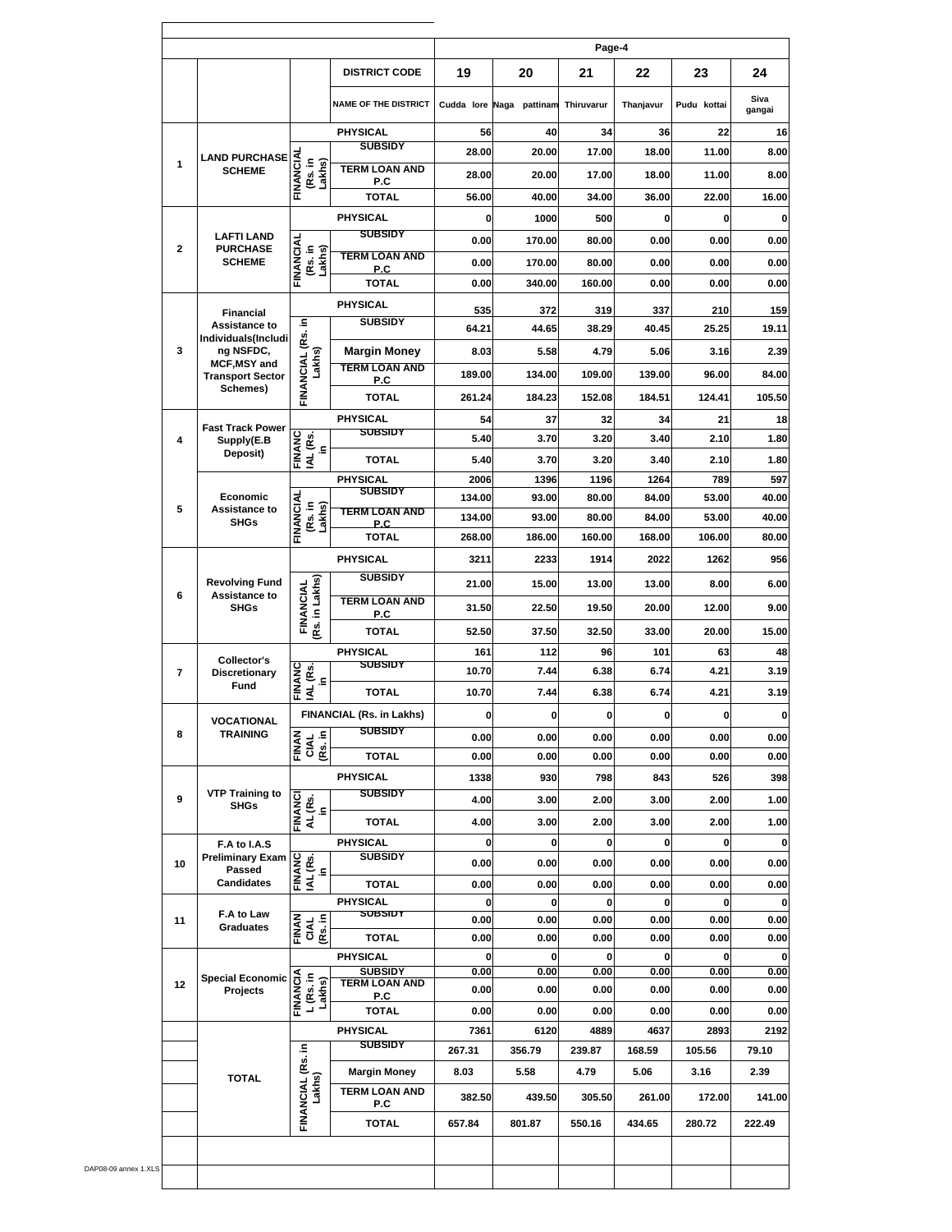| | | | DISTRICT CODE | 19 | 20 | 21 | 22 | 23 | 24 |
|---|---|---|---|---|---|---|---|---|---|
| | | | NAME OF THE DISTRICT | Cudda lore | Naga pattinam | Thiruvarur | Thanjavur | Pudu kottai | Siva gangai |
| 1 | LAND PURCHASE SCHEME | | PHYSICAL | 56 | 40 | 34 | 36 | 22 | 16 |
| | | FINANCIAL (Rs. in Lakhs) | SUBSIDY | 28.00 | 20.00 | 17.00 | 18.00 | 11.00 | 8.00 |
| | | | TERM LOAN AND P.C | 28.00 | 20.00 | 17.00 | 18.00 | 11.00 | 8.00 |
| | | | TOTAL | 56.00 | 40.00 | 34.00 | 36.00 | 22.00 | 16.00 |
| 2 | LAFTI LAND PURCHASE SCHEME | | PHYSICAL | 0 | 1000 | 500 | 0 | 0 | 0 |
| | | FINANCIAL (Rs. in Lakhs) | SUBSIDY | 0.00 | 170.00 | 80.00 | 0.00 | 0.00 | 0.00 |
| | | | TERM LOAN AND P.C | 0.00 | 170.00 | 80.00 | 0.00 | 0.00 | 0.00 |
| | | | TOTAL | 0.00 | 340.00 | 160.00 | 0.00 | 0.00 | 0.00 |
| 3 | Financial Assistance to Individuals(Including NSFDC, MCF,MSY and Transport Sector Schemes) | | PHYSICAL | 535 | 372 | 319 | 337 | 210 | 159 |
| | | FINANCIAL (Rs. in Lakhs) | SUBSIDY | 64.21 | 44.65 | 38.29 | 40.45 | 25.25 | 19.11 |
| | | | Margin Money | 8.03 | 5.58 | 4.79 | 5.06 | 3.16 | 2.39 |
| | | | TERM LOAN AND P.C | 189.00 | 134.00 | 109.00 | 139.00 | 96.00 | 84.00 |
| | | | TOTAL | 261.24 | 184.23 | 152.08 | 184.51 | 124.41 | 105.50 |
| 4 | Fast Track Power Supply(E.B Deposit) | | PHYSICAL | 54 | 37 | 32 | 34 | 21 | 18 |
| | | FINANCIAL (Rs. in | SUBSIDY | 5.40 | 3.70 | 3.20 | 3.40 | 2.10 | 1.80 |
| | | | TOTAL | 5.40 | 3.70 | 3.20 | 3.40 | 2.10 | 1.80 |
| 5 | Economic Assistance to SHGs | | PHYSICAL | 2006 | 1396 | 1196 | 1264 | 789 | 597 |
| | | FINANCIAL (Rs. in Lakhs) | SUBSIDY | 134.00 | 93.00 | 80.00 | 84.00 | 53.00 | 40.00 |
| | | | TERM LOAN AND P.C | 134.00 | 93.00 | 80.00 | 84.00 | 53.00 | 40.00 |
| | | | TOTAL | 268.00 | 186.00 | 160.00 | 168.00 | 106.00 | 80.00 |
| 6 | Revolving Fund Assistance to SHGs | | PHYSICAL | 3211 | 2233 | 1914 | 2022 | 1262 | 956 |
| | | FINANCIAL (Rs. in Lakhs) | SUBSIDY | 21.00 | 15.00 | 13.00 | 13.00 | 8.00 | 6.00 |
| | | | TERM LOAN AND P.C | 31.50 | 22.50 | 19.50 | 20.00 | 12.00 | 9.00 |
| | | | TOTAL | 52.50 | 37.50 | 32.50 | 33.00 | 20.00 | 15.00 |
| 7 | Collector's Discretionary Fund | | PHYSICAL | 161 | 112 | 96 | 101 | 63 | 48 |
| | | FINANCIAL (Rs. in | SUBSIDY | 10.70 | 7.44 | 6.38 | 6.74 | 4.21 | 3.19 |
| | | | TOTAL | 10.70 | 7.44 | 6.38 | 6.74 | 4.21 | 3.19 |
| 8 | VOCATIONAL TRAINING | | FINANCIAL (Rs. in Lakhs) | 0 | 0 | 0 | 0 | 0 | 0 |
| | | FINANCIAL (Rs. in | SUBSIDY | 0.00 | 0.00 | 0.00 | 0.00 | 0.00 | 0.00 |
| | | | TOTAL | 0.00 | 0.00 | 0.00 | 0.00 | 0.00 | 0.00 |
| 9 | VTP Training to SHGs | | PHYSICAL | 1338 | 930 | 798 | 843 | 526 | 398 |
| | | FINANCIAL (Rs. in | SUBSIDY | 4.00 | 3.00 | 2.00 | 3.00 | 2.00 | 1.00 |
| | | | TOTAL | 4.00 | 3.00 | 2.00 | 3.00 | 2.00 | 1.00 |
| 10 | F.A to I.A.S Preliminary Exam Passed Candidates | | PHYSICAL | 0 | 0 | 0 | 0 | 0 | 0 |
| | | FINANCIAL (Rs. in | SUBSIDY | 0.00 | 0.00 | 0.00 | 0.00 | 0.00 | 0.00 |
| | | | TOTAL | 0.00 | 0.00 | 0.00 | 0.00 | 0.00 | 0.00 |
| 11 | F.A to Law Graduates | | PHYSICAL | 0 | 0 | 0 | 0 | 0 | 0 |
| | | FINANCIAL (Rs. in | SUBSIDY | 0.00 | 0.00 | 0.00 | 0.00 | 0.00 | 0.00 |
| | | | TOTAL | 0.00 | 0.00 | 0.00 | 0.00 | 0.00 | 0.00 |
| 12 | Special Economic Projects | | PHYSICAL | 0 | 0 | 0 | 0 | 0 | 0 |
| | | FINANCIAL (Rs. in Lakhs) | SUBSIDY | 0.00 | 0.00 | 0.00 | 0.00 | 0.00 | 0.00 |
| | | | TERM LOAN AND P.C | 0.00 | 0.00 | 0.00 | 0.00 | 0.00 | 0.00 |
| | | | TOTAL | 0.00 | 0.00 | 0.00 | 0.00 | 0.00 | 0.00 |
| | TOTAL | | PHYSICAL | 7361 | 6120 | 4889 | 4637 | 2893 | 2192 |
| | | FINANCIAL (Rs. in Lakhs) | SUBSIDY | 267.31 | 356.79 | 239.87 | 168.59 | 105.56 | 79.10 |
| | | | Margin Money | 8.03 | 5.58 | 4.79 | 5.06 | 3.16 | 2.39 |
| | | | TERM LOAN AND P.C | 382.50 | 439.50 | 305.50 | 261.00 | 172.00 | 141.00 |
| | | | TOTAL | 657.84 | 801.87 | 550.16 | 434.65 | 280.72 | 222.49 |

DAP08-09 annex 1.XLS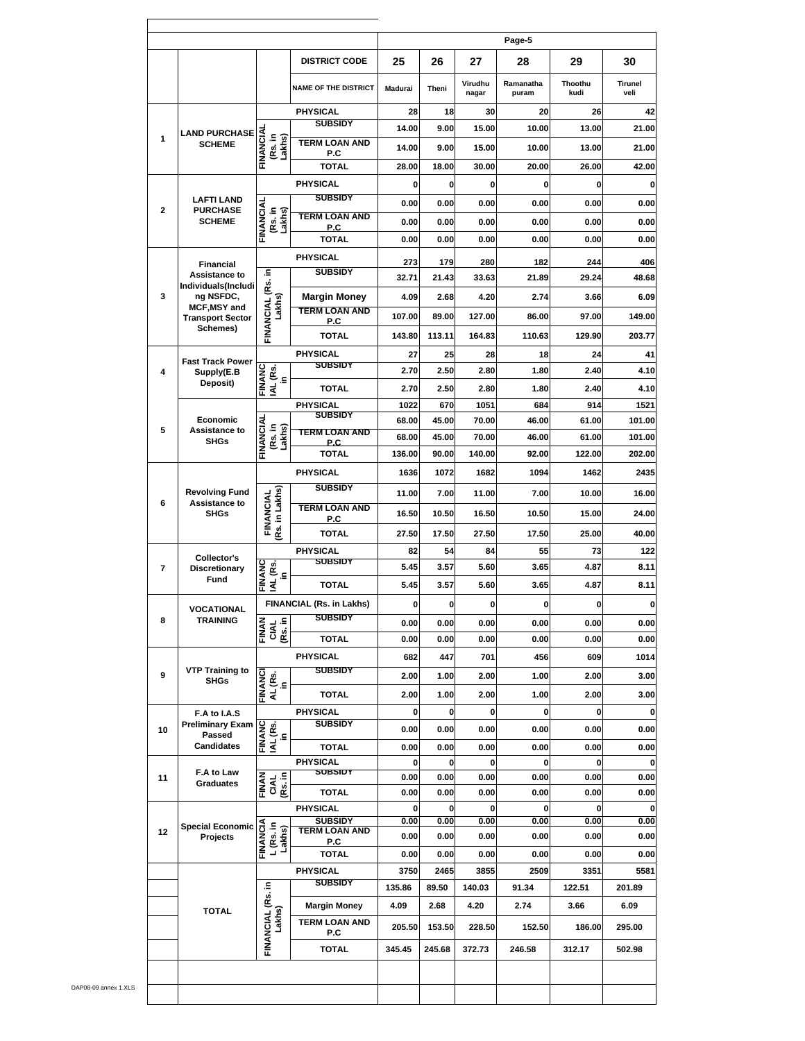| | | | DISTRICT CODE | 25 | 26 | 27 | 28 | 29 | 30 |
|---|---|---|---|---|---|---|---|---|---|
| | | | NAME OF THE DISTRICT | Madurai | Theni | Virudhu nagar | Ramanatha puram | Thoothu kudi | Tirunel veli |
| 1 | LAND PURCHASE SCHEME | | PHYSICAL | 28 | 18 | 30 | 20 | 26 | 42 |
| | | FINANCIAL (Rs. in Lakhs) | SUBSIDY | 14.00 | 9.00 | 15.00 | 10.00 | 13.00 | 21.00 |
| | | | TERM LOAN AND P.C | 14.00 | 9.00 | 15.00 | 10.00 | 13.00 | 21.00 |
| | | | TOTAL | 28.00 | 18.00 | 30.00 | 20.00 | 26.00 | 42.00 |
| 2 | LAFTI LAND PURCHASE SCHEME | | PHYSICAL | 0 | 0 | 0 | 0 | 0 | 0 |
| | | FINANCIAL (Rs. in Lakhs) | SUBSIDY | 0.00 | 0.00 | 0.00 | 0.00 | 0.00 | 0.00 |
| | | | TERM LOAN AND P.C | 0.00 | 0.00 | 0.00 | 0.00 | 0.00 | 0.00 |
| | | | TOTAL | 0.00 | 0.00 | 0.00 | 0.00 | 0.00 | 0.00 |
| 3 | Financial Assistance to Individuals(Including NSFDC, MCF,MSY and Transport Sector Schemes) | | PHYSICAL | 273 | 179 | 280 | 182 | 244 | 406 |
| | | FINANCIAL (Rs. in Lakhs) | SUBSIDY | 32.71 | 21.43 | 33.63 | 21.89 | 29.24 | 48.68 |
| | | | Margin Money | 4.09 | 2.68 | 4.20 | 2.74 | 3.66 | 6.09 |
| | | | TERM LOAN AND P.C | 107.00 | 89.00 | 127.00 | 86.00 | 97.00 | 149.00 |
| | | | TOTAL | 143.80 | 113.11 | 164.83 | 110.63 | 129.90 | 203.77 |
| 4 | Fast Track Power Supply(E.B Deposit) | | PHYSICAL | 27 | 25 | 28 | 18 | 24 | 41 |
| | | FINANCIAL (Rs. in | SUBSIDY | 2.70 | 2.50 | 2.80 | 1.80 | 2.40 | 4.10 |
| | | | TOTAL | 2.70 | 2.50 | 2.80 | 1.80 | 2.40 | 4.10 |
| 5 | Economic Assistance to SHGs | | PHYSICAL | 1022 | 670 | 1051 | 684 | 914 | 1521 |
| | | FINANCIAL (Rs. in Lakhs) | SUBSIDY | 68.00 | 45.00 | 70.00 | 46.00 | 61.00 | 101.00 |
| | | | TERM LOAN AND P.C | 68.00 | 45.00 | 70.00 | 46.00 | 61.00 | 101.00 |
| | | | TOTAL | 136.00 | 90.00 | 140.00 | 92.00 | 122.00 | 202.00 |
| 6 | Revolving Fund Assistance to SHGs | | PHYSICAL | 1636 | 1072 | 1682 | 1094 | 1462 | 2435 |
| | | FINANCIAL (Rs. in Lakhs) | SUBSIDY | 11.00 | 7.00 | 11.00 | 7.00 | 10.00 | 16.00 |
| | | | TERM LOAN AND P.C | 16.50 | 10.50 | 16.50 | 10.50 | 15.00 | 24.00 |
| | | | TOTAL | 27.50 | 17.50 | 27.50 | 17.50 | 25.00 | 40.00 |
| 7 | Collector's Discretionary Fund | | PHYSICAL | 82 | 54 | 84 | 55 | 73 | 122 |
| | | FINANCIAL (Rs. in | SUBSIDY | 5.45 | 3.57 | 5.60 | 3.65 | 4.87 | 8.11 |
| | | | TOTAL | 5.45 | 3.57 | 5.60 | 3.65 | 4.87 | 8.11 |
| 8 | VOCATIONAL TRAINING | | FINANCIAL (Rs. in Lakhs) | 0 | 0 | 0 | 0 | 0 | 0 |
| | | FINANCIAL (Rs. in | SUBSIDY | 0.00 | 0.00 | 0.00 | 0.00 | 0.00 | 0.00 |
| | | | TOTAL | 0.00 | 0.00 | 0.00 | 0.00 | 0.00 | 0.00 |
| 9 | VTP Training to SHGs | | PHYSICAL | 682 | 447 | 701 | 456 | 609 | 1014 |
| | | FINANCIAL (Rs. in | SUBSIDY | 2.00 | 1.00 | 2.00 | 1.00 | 2.00 | 3.00 |
| | | | TOTAL | 2.00 | 1.00 | 2.00 | 1.00 | 2.00 | 3.00 |
| 10 | F.A to I.A.S Preliminary Exam Passed Candidates | | PHYSICAL | 0 | 0 | 0 | 0 | 0 | 0 |
| | | FINANCIAL (Rs. in | SUBSIDY | 0.00 | 0.00 | 0.00 | 0.00 | 0.00 | 0.00 |
| | | | TOTAL | 0.00 | 0.00 | 0.00 | 0.00 | 0.00 | 0.00 |
| 11 | F.A to Law Graduates | | PHYSICAL | 0 | 0 | 0 | 0 | 0 | 0 |
| | | FINANCIAL (Rs. in | SUBSIDY | 0.00 | 0.00 | 0.00 | 0.00 | 0.00 | 0.00 |
| | | | TOTAL | 0.00 | 0.00 | 0.00 | 0.00 | 0.00 | 0.00 |
| 12 | Special Economic Projects | | PHYSICAL | 0 | 0 | 0 | 0 | 0 | 0 |
| | | FINANCIAL (Rs. in Lakhs) | SUBSIDY | 0.00 | 0.00 | 0.00 | 0.00 | 0.00 | 0.00 |
| | | | TERM LOAN AND P.C | 0.00 | 0.00 | 0.00 | 0.00 | 0.00 | 0.00 |
| | | | TOTAL | 0.00 | 0.00 | 0.00 | 0.00 | 0.00 | 0.00 |
| | TOTAL | | PHYSICAL | 3750 | 2465 | 3855 | 2509 | 3351 | 5581 |
| | | FINANCIAL (Rs. in Lakhs) | SUBSIDY | 135.86 | 89.50 | 140.03 | 91.34 | 122.51 | 201.89 |
| | | | Margin Money | 4.09 | 2.68 | 4.20 | 2.74 | 3.66 | 6.09 |
| | | | TERM LOAN AND P.C | 205.50 | 153.50 | 228.50 | 152.50 | 186.00 | 295.00 |
| | | | TOTAL | 345.45 | 245.68 | 372.73 | 246.58 | 312.17 | 502.98 |

DAP08-09 annex 1.XLS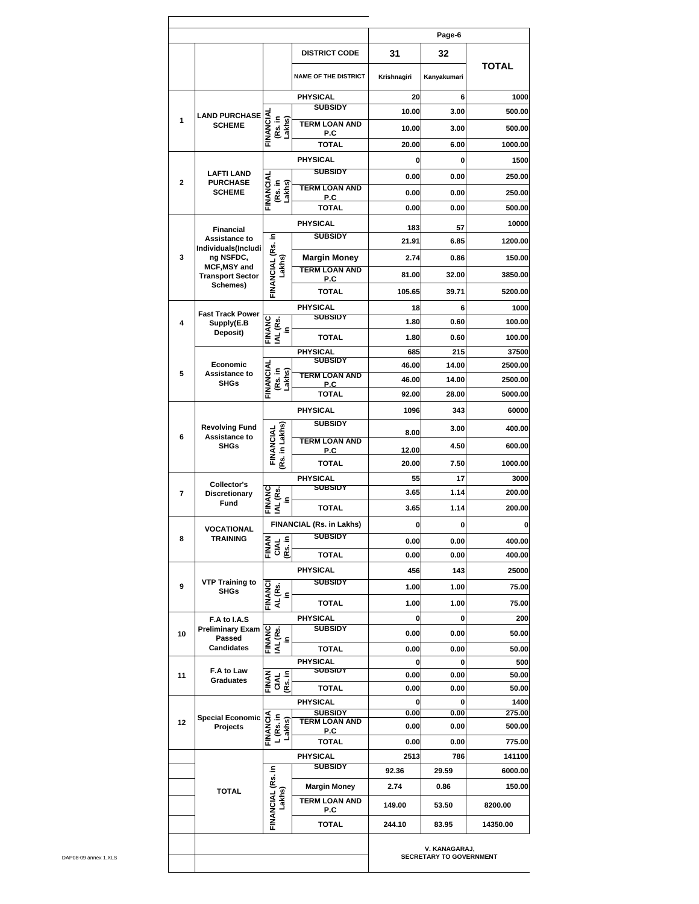| | | | DISTRICT CODE | 31 | 32 | TOTAL |
|---|---|---|---|---|---|---|
| | | | NAME OF THE DISTRICT | Krishnagiri | Kanyakumari | |
| 1 | LAND PURCHASE SCHEME | | PHYSICAL | 20 | 6 | 1000 |
| | | FINANCIAL (Rs. in Lakhs) | SUBSIDY | 10.00 | 3.00 | 500.00 |
| | | | TERM LOAN AND P.C | 10.00 | 3.00 | 500.00 |
| | | | TOTAL | 20.00 | 6.00 | 1000.00 |
| 2 | LAFTI LAND PURCHASE SCHEME | | PHYSICAL | 0 | 0 | 1500 |
| | | FINANCIAL (Rs. in Lakhs) | SUBSIDY | 0.00 | 0.00 | 250.00 |
| | | | TERM LOAN AND P.C | 0.00 | 0.00 | 250.00 |
| | | | TOTAL | 0.00 | 0.00 | 500.00 |
| 3 | Financial Assistance to Individuals(Including NSFDC, MCF,MSY and Transport Sector Schemes) | | PHYSICAL | 183 | 57 | 10000 |
| | | FINANCIAL (Rs. in Lakhs) | SUBSIDY | 21.91 | 6.85 | 1200.00 |
| | | | Margin Money | 2.74 | 0.86 | 150.00 |
| | | | TERM LOAN AND P.C | 81.00 | 32.00 | 3850.00 |
| | | | TOTAL | 105.65 | 39.71 | 5200.00 |
| 4 | Fast Track Power Supply(E.B Deposit) | | PHYSICAL | 18 | 6 | 1000 |
| | | FINANCIAL (Rs. in | SUBSIDY | 1.80 | 0.60 | 100.00 |
| | | | TOTAL | 1.80 | 0.60 | 100.00 |
| 5 | Economic Assistance to SHGs | | PHYSICAL | 685 | 215 | 37500 |
| | | FINANCIAL (Rs. in Lakhs) | SUBSIDY | 46.00 | 14.00 | 2500.00 |
| | | | TERM LOAN AND P.C | 46.00 | 14.00 | 2500.00 |
| | | | TOTAL | 92.00 | 28.00 | 5000.00 |
| 6 | Revolving Fund Assistance to SHGs | | PHYSICAL | 1096 | 343 | 60000 |
| | | FINANCIAL (Rs. in Lakhs) | SUBSIDY | 8.00 | 3.00 | 400.00 |
| | | | TERM LOAN AND P.C | 12.00 | 4.50 | 600.00 |
| | | | TOTAL | 20.00 | 7.50 | 1000.00 |
| 7 | Collector's Discretionary Fund | | PHYSICAL | 55 | 17 | 3000 |
| | | FINANCIAL (Rs. in | SUBSIDY | 3.65 | 1.14 | 200.00 |
| | | | TOTAL | 3.65 | 1.14 | 200.00 |
| 8 | VOCATIONAL TRAINING | | FINANCIAL (Rs. in Lakhs) | 0 | 0 | 0 |
| | | FINANCIAL (Rs. in | SUBSIDY | 0.00 | 0.00 | 400.00 |
| | | | TOTAL | 0.00 | 0.00 | 400.00 |
| 9 | VTP Training to SHGs | | PHYSICAL | 456 | 143 | 25000 |
| | | FINANCIAL (Rs. in | SUBSIDY | 1.00 | 1.00 | 75.00 |
| | | | TOTAL | 1.00 | 1.00 | 75.00 |
| 10 | F.A to I.A.S Preliminary Exam Passed Candidates | | PHYSICAL | 0 | 0 | 200 |
| | | FINANCIAL (Rs. in | SUBSIDY | 0.00 | 0.00 | 50.00 |
| | | | TOTAL | 0.00 | 0.00 | 50.00 |
| 11 | F.A to Law Graduates | | PHYSICAL | 0 | 0 | 500 |
| | | FINANCIAL (Rs. in | SUBSIDY | 0.00 | 0.00 | 50.00 |
| | | | TOTAL | 0.00 | 0.00 | 50.00 |
| 12 | Special Economic Projects | | PHYSICAL | 0 | 0 | 1400 |
| | | FINANCIAL (Rs. in Lakhs) | SUBSIDY | 0.00 | 0.00 | 275.00 |
| | | | TERM LOAN AND P.C | 0.00 | 0.00 | 500.00 |
| | | | TOTAL | 0.00 | 0.00 | 775.00 |
| | TOTAL | | PHYSICAL | 2513 | 786 | 141100 |
| | | FINANCIAL (Rs. in Lakhs) | SUBSIDY | 92.36 | 29.59 | 6000.00 |
| | | | Margin Money | 2.74 | 0.86 | 150.00 |
| | | | TERM LOAN AND P.C | 149.00 | 53.50 | 8200.00 |
| | | | TOTAL | 244.10 | 83.95 | 14350.00 |

V. KANAGARAJ,
SECRETARY TO GOVERNMENT

DAP08-09 annex 1.XLS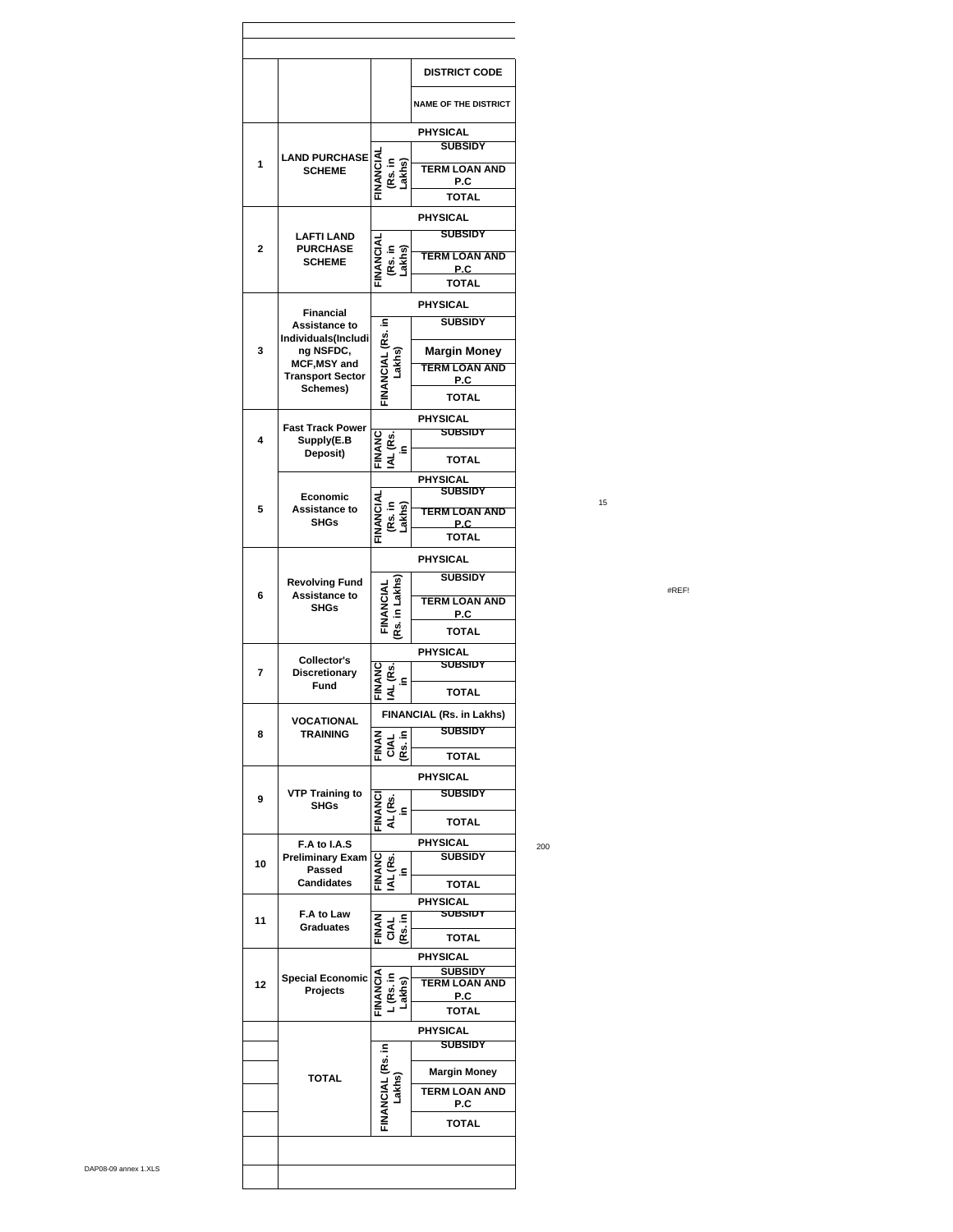| | | | |
|---|---|---|---|
| | | | DISTRICT CODE |
| | | | NAME OF THE DISTRICT |
| 1 | LAND PURCHASE SCHEME | PHYSICAL | |
| | | FINANCIAL (Rs. in Lakhs) | SUBSIDY |
| | | | TERM LOAN AND P.C |
| | | | TOTAL |
| 2 | LAFTI LAND PURCHASE SCHEME | PHYSICAL | |
| | | FINANCIAL (Rs. in Lakhs) | SUBSIDY |
| | | | TERM LOAN AND P.C |
| | | | TOTAL |
| 3 | Financial Assistance to Individuals(Including NSFDC, MCF,MSY and Transport Sector Schemes) | PHYSICAL | |
| | | FINANCIAL (Rs. in Lakhs) | SUBSIDY |
| | | | Margin Money |
| | | | TERM LOAN AND P.C |
| | | | TOTAL |
| 4 | Fast Track Power Supply(E.B Deposit) | PHYSICAL | |
| | | FINANCIAL (Rs. in | SUBSIDY |
| | | | TOTAL |
| 5 | Economic Assistance to SHGs | PHYSICAL | |
| | | FINANCIAL (Rs. in Lakhs) | SUBSIDY |
| | | | TERM LOAN AND P.C |
| | | | TOTAL |
| 6 | Revolving Fund Assistance to SHGs | PHYSICAL | |
| | | FINANCIAL (Rs. in Lakhs) | SUBSIDY |
| | | | TERM LOAN AND P.C |
| | | | TOTAL |
| 7 | Collector's Discretionary Fund | PHYSICAL | |
| | | FINANCIAL (Rs. in | SUBSIDY |
| | | | TOTAL |
| 8 | VOCATIONAL TRAINING | FINANCIAL (Rs. in Lakhs) | |
| | | FINANCIAL (Rs. in | SUBSIDY |
| | | | TOTAL |
| 9 | VTP Training to SHGs | PHYSICAL | |
| | | FINANCIAL (Rs. in | SUBSIDY |
| | | | TOTAL |
| 10 | F.A to I.A.S Preliminary Exam Passed Candidates | PHYSICAL | |
| | | FINANCIAL (Rs. in | SUBSIDY |
| | | | TOTAL |
| 11 | F.A to Law Graduates | PHYSICAL | |
| | | FINANCIAL (Rs. in | SUBSIDY |
| | | | TOTAL |
| 12 | Special Economic Projects | PHYSICAL | |
| | | FINANCIAL (Rs. in Lakhs) | SUBSIDY |
| | | | TERM LOAN AND P.C |
| | | | TOTAL |
| | TOTAL | PHYSICAL | |
| | | FINANCIAL (Rs. in Lakhs) | SUBSIDY |
| | | | Margin Money |
| | | | TERM LOAN AND P.C |
| | | | TOTAL |

15

#REF!

200

DAP08-09 annex 1.XLS